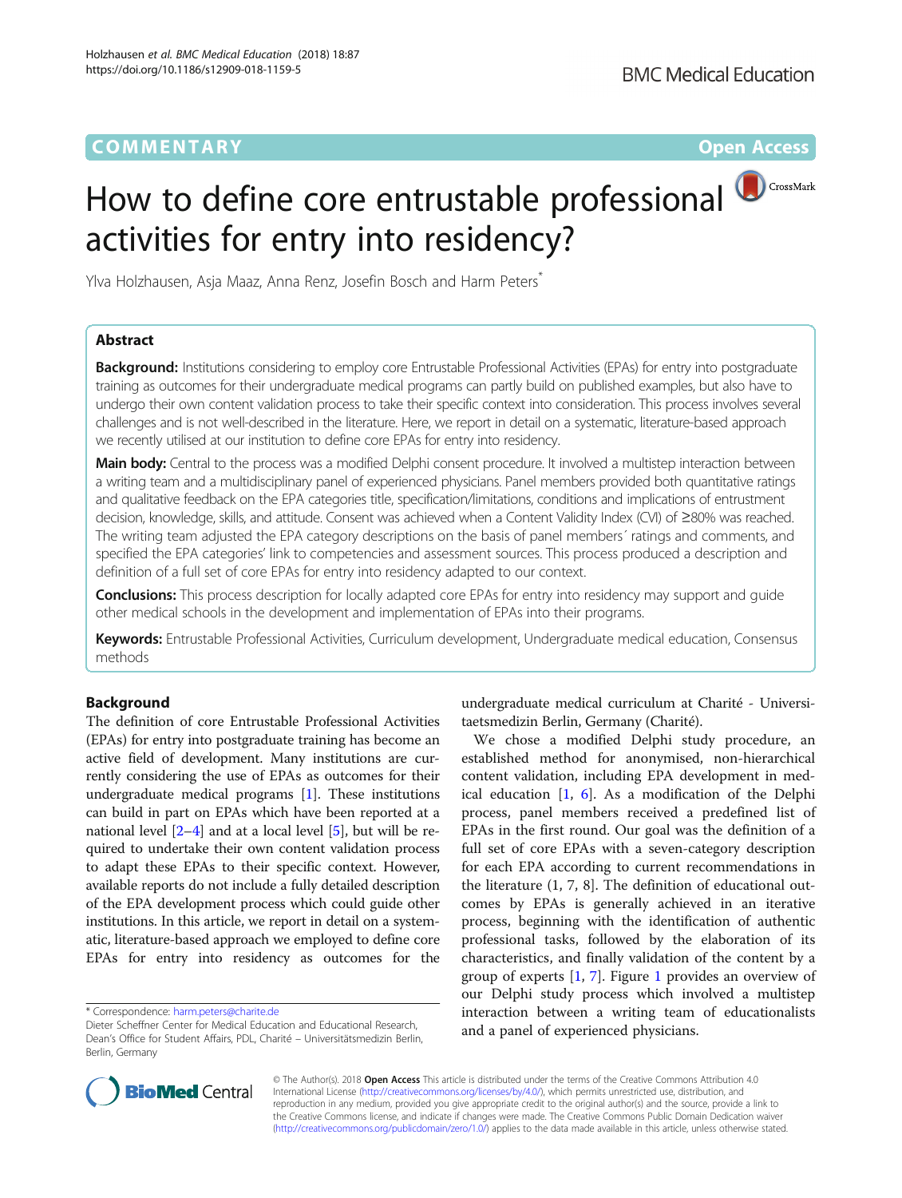COMMENTARY

Open Access

# How to define core entrustable professional activities for entry into residency?

Ylva Holzhausen, Asja Maaz, Anna Renz, Josefin Bosch and Harm Peters*

## Abstract

**Background:** Institutions considering to employ core Entrustable Professional Activities (EPAs) for entry into postgraduate training as outcomes for their undergraduate medical programs can partly build on published examples, but also have to undergo their own content validation process to take their specific context into consideration. This process involves several challenges and is not well-described in the literature. Here, we report in detail on a systematic, literature-based approach we recently utilised at our institution to define core EPAs for entry into residency.

**Main body:** Central to the process was a modified Delphi consent procedure. It involved a multistep interaction between a writing team and a multidisciplinary panel of experienced physicians. Panel members provided both quantitative ratings and qualitative feedback on the EPA categories title, specification/limitations, conditions and implications of entrustment decision, knowledge, skills, and attitude. Consent was achieved when a Content Validity Index (CVI) of ≥80% was reached. The writing team adjusted the EPA category descriptions on the basis of panel members´ ratings and comments, and specified the EPA categories' link to competencies and assessment sources. This process produced a description and definition of a full set of core EPAs for entry into residency adapted to our context.

**Conclusions:** This process description for locally adapted core EPAs for entry into residency may support and guide other medical schools in the development and implementation of EPAs into their programs.

**Keywords:** Entrustable Professional Activities, Curriculum development, Undergraduate medical education, Consensus methods

## Background

The definition of core Entrustable Professional Activities (EPAs) for entry into postgraduate training has become an active field of development. Many institutions are currently considering the use of EPAs as outcomes for their undergraduate medical programs [1]. These institutions can build in part on EPAs which have been reported at a national level [2–4] and at a local level [5], but will be required to undertake their own content validation process to adapt these EPAs to their specific context. However, available reports do not include a fully detailed description of the EPA development process which could guide other institutions. In this article, we report in detail on a systematic, literature-based approach we employed to define core EPAs for entry into residency as outcomes for the undergraduate medical curriculum at Charité - Universitaetsmedizin Berlin, Germany (Charité).

We chose a modified Delphi study procedure, an established method for anonymised, non-hierarchical content validation, including EPA development in medical education [1, 6]. As a modification of the Delphi process, panel members received a predefined list of EPAs in the first round. Our goal was the definition of a full set of core EPAs with a seven-category description for each EPA according to current recommendations in the literature (1, 7, 8]. The definition of educational outcomes by EPAs is generally achieved in an iterative process, beginning with the identification of authentic professional tasks, followed by the elaboration of its characteristics, and finally validation of the content by a group of experts [1, 7]. Figure 1 provides an overview of our Delphi study process which involved a multistep interaction between a writing team of educationalists and a panel of experienced physicians.

* Correspondence: harm.peters@charite.de
Dieter Scheffner Center for Medical Education and Educational Research, Dean's Office for Student Affairs, PDL, Charité – Universitätsmedizin Berlin, Berlin, Germany

© The Author(s). 2018 **Open Access** This article is distributed under the terms of the Creative Commons Attribution 4.0 International License (http://creativecommons.org/licenses/by/4.0/), which permits unrestricted use, distribution, and reproduction in any medium, provided you give appropriate credit to the original author(s) and the source, provide a link to the Creative Commons license, and indicate if changes were made. The Creative Commons Public Domain Dedication waiver (http://creativecommons.org/publicdomain/zero/1.0/) applies to the data made available in this article, unless otherwise stated.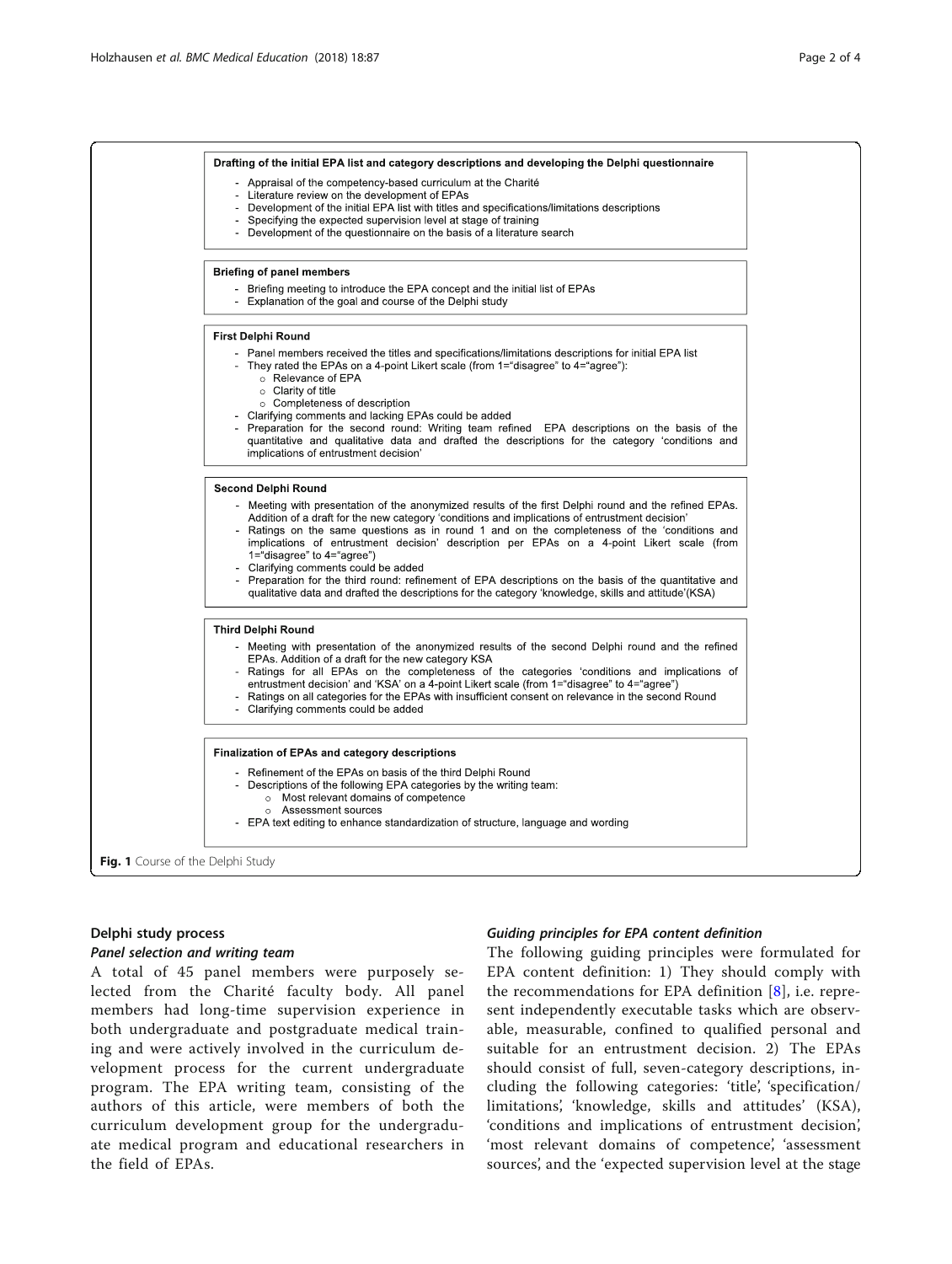**Drafting of the initial EPA list and category descriptions and developing the Delphi questionnaire**

- Appraisal of the competency-based curriculum at the Charité
- Literature review on the development of EPAs
- Development of the initial EPA list with titles and specifications/limitations descriptions
- Specifying the expected supervision level at stage of training
- Development of the questionnaire on the basis of a literature search

**Briefing of panel members**

- Briefing meeting to introduce the EPA concept and the initial list of EPAs
- Explanation of the goal and course of the Delphi study

**First Delphi Round**

- Panel members received the titles and specifications/limitations descriptions for initial EPA list
- They rated the EPAs on a 4-point Likert scale (from 1="disagree" to 4="agree"):
  - Relevance of EPA
  - Clarity of title
  - Completeness of description
- Clarifying comments and lacking EPAs could be added
- Preparation for the second round: Writing team refined EPA descriptions on the basis of the quantitative and qualitative data and drafted the descriptions for the category 'conditions and implications of entrustment decision'

**Second Delphi Round**

- Meeting with presentation of the anonymized results of the first Delphi round and the refined EPAs. Addition of a draft for the new category 'conditions and implications of entrustment decision'
- Ratings on the same questions as in round 1 and on the completeness of the 'conditions and implications of entrustment decision' description per EPAs on a 4-point Likert scale (from 1="disagree" to 4="agree")
- Clarifying comments could be added
- Preparation for the third round: refinement of EPA descriptions on the basis of the quantitative and qualitative data and drafted the descriptions for the category 'knowledge, skills and attitude'(KSA)

**Third Delphi Round**

- Meeting with presentation of the anonymized results of the second Delphi round and the refined EPAs. Addition of a draft for the new category KSA
- Ratings for all EPAs on the completeness of the categories 'conditions and implications of entrustment decision' and 'KSA' on a 4-point Likert scale (from 1="disagree" to 4="agree")
- Ratings on all categories for the EPAs with insufficient consent on relevance in the second Round
- Clarifying comments could be added

**Finalization of EPAs and category descriptions**

- Refinement of the EPAs on basis of the third Delphi Round
- Descriptions of the following EPA categories by the writing team:
  - Most relevant domains of competence
  - Assessment sources
- EPA text editing to enhance standardization of structure, language and wording

**Fig. 1** Course of the Delphi Study

## Delphi study process

### *Panel selection and writing team*

A total of 45 panel members were purposely selected from the Charité faculty body. All panel members had long-time supervision experience in both undergraduate and postgraduate medical training and were actively involved in the curriculum development process for the current undergraduate program. The EPA writing team, consisting of the authors of this article, were members of both the curriculum development group for the undergraduate medical program and educational researchers in the field of EPAs.

### *Guiding principles for EPA content definition*

The following guiding principles were formulated for EPA content definition: 1) They should comply with the recommendations for EPA definition [8], i.e. represent independently executable tasks which are observable, measurable, confined to qualified personal and suitable for an entrustment decision. 2) The EPAs should consist of full, seven-category descriptions, including the following categories: 'title', 'specification/limitations', 'knowledge, skills and attitudes' (KSA), 'conditions and implications of entrustment decision', 'most relevant domains of competence', 'assessment sources', and the 'expected supervision level at the stage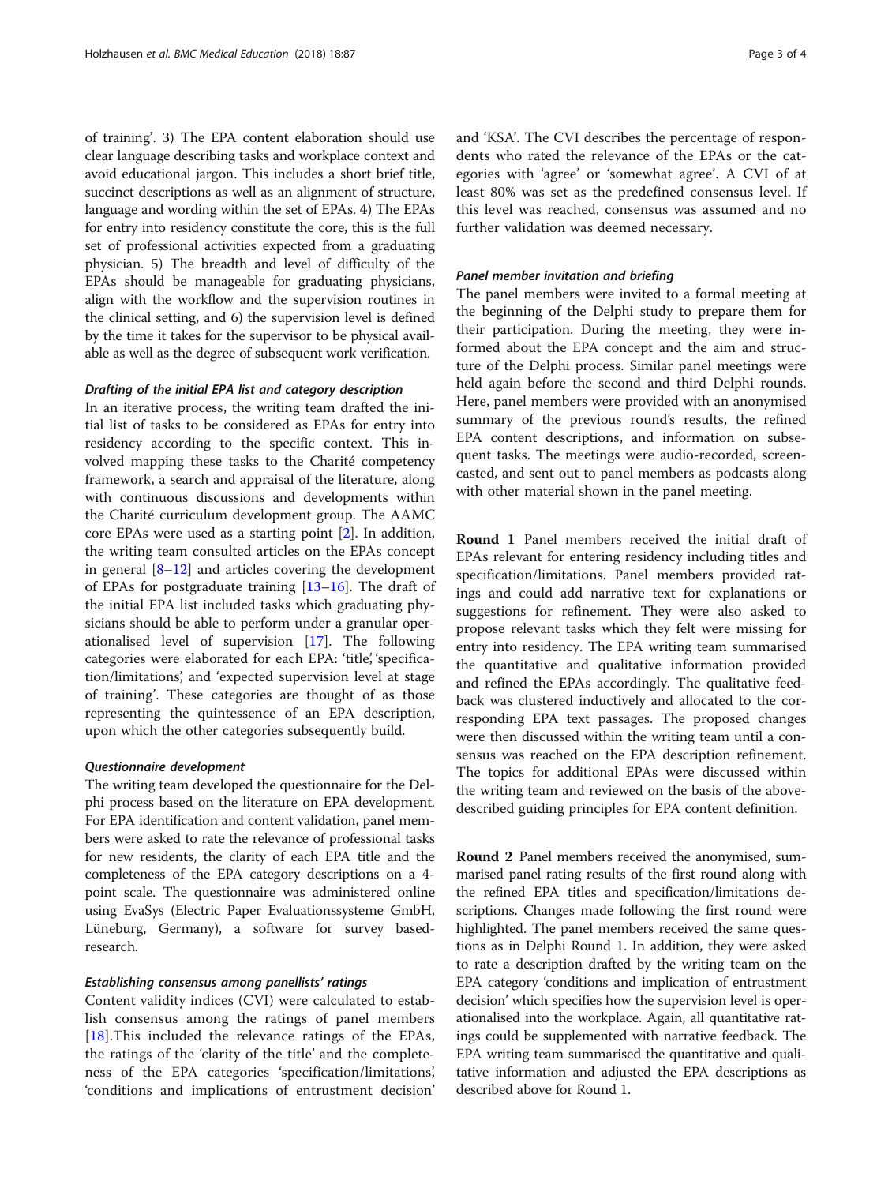of training'. 3) The EPA content elaboration should use clear language describing tasks and workplace context and avoid educational jargon. This includes a short brief title, succinct descriptions as well as an alignment of structure, language and wording within the set of EPAs. 4) The EPAs for entry into residency constitute the core, this is the full set of professional activities expected from a graduating physician. 5) The breadth and level of difficulty of the EPAs should be manageable for graduating physicians, align with the workflow and the supervision routines in the clinical setting, and 6) the supervision level is defined by the time it takes for the supervisor to be physical available as well as the degree of subsequent work verification.

#### *Drafting of the initial EPA list and category description*

In an iterative process, the writing team drafted the initial list of tasks to be considered as EPAs for entry into residency according to the specific context. This involved mapping these tasks to the Charité competency framework, a search and appraisal of the literature, along with continuous discussions and developments within the Charité curriculum development group. The AAMC core EPAs were used as a starting point [2]. In addition, the writing team consulted articles on the EPAs concept in general [8–12] and articles covering the development of EPAs for postgraduate training [13–16]. The draft of the initial EPA list included tasks which graduating physicians should be able to perform under a granular operationalised level of supervision [17]. The following categories were elaborated for each EPA: 'title', 'specification/limitations', and 'expected supervision level at stage of training'. These categories are thought of as those representing the quintessence of an EPA description, upon which the other categories subsequently build.

#### *Questionnaire development*

The writing team developed the questionnaire for the Delphi process based on the literature on EPA development. For EPA identification and content validation, panel members were asked to rate the relevance of professional tasks for new residents, the clarity of each EPA title and the completeness of the EPA category descriptions on a 4-point scale. The questionnaire was administered online using EvaSys (Electric Paper Evaluationssysteme GmbH, Lüneburg, Germany), a software for survey based-research.

#### *Establishing consensus among panellists' ratings*

Content validity indices (CVI) were calculated to establish consensus among the ratings of panel members [18].This included the relevance ratings of the EPAs, the ratings of the 'clarity of the title' and the completeness of the EPA categories 'specification/limitations', 'conditions and implications of entrustment decision' and 'KSA'. The CVI describes the percentage of respondents who rated the relevance of the EPAs or the categories with 'agree' or 'somewhat agree'. A CVI of at least 80% was set as the predefined consensus level. If this level was reached, consensus was assumed and no further validation was deemed necessary.

#### *Panel member invitation and briefing*

The panel members were invited to a formal meeting at the beginning of the Delphi study to prepare them for their participation. During the meeting, they were informed about the EPA concept and the aim and structure of the Delphi process. Similar panel meetings were held again before the second and third Delphi rounds. Here, panel members were provided with an anonymised summary of the previous round's results, the refined EPA content descriptions, and information on subsequent tasks. The meetings were audio-recorded, screencasted, and sent out to panel members as podcasts along with other material shown in the panel meeting.

**Round 1** Panel members received the initial draft of EPAs relevant for entering residency including titles and specification/limitations. Panel members provided ratings and could add narrative text for explanations or suggestions for refinement. They were also asked to propose relevant tasks which they felt were missing for entry into residency. The EPA writing team summarised the quantitative and qualitative information provided and refined the EPAs accordingly. The qualitative feedback was clustered inductively and allocated to the corresponding EPA text passages. The proposed changes were then discussed within the writing team until a consensus was reached on the EPA description refinement. The topics for additional EPAs were discussed within the writing team and reviewed on the basis of the above-described guiding principles for EPA content definition.

**Round 2** Panel members received the anonymised, summarised panel rating results of the first round along with the refined EPA titles and specification/limitations descriptions. Changes made following the first round were highlighted. The panel members received the same questions as in Delphi Round 1. In addition, they were asked to rate a description drafted by the writing team on the EPA category 'conditions and implication of entrustment decision' which specifies how the supervision level is operationalised into the workplace. Again, all quantitative ratings could be supplemented with narrative feedback. The EPA writing team summarised the quantitative and qualitative information and adjusted the EPA descriptions as described above for Round 1.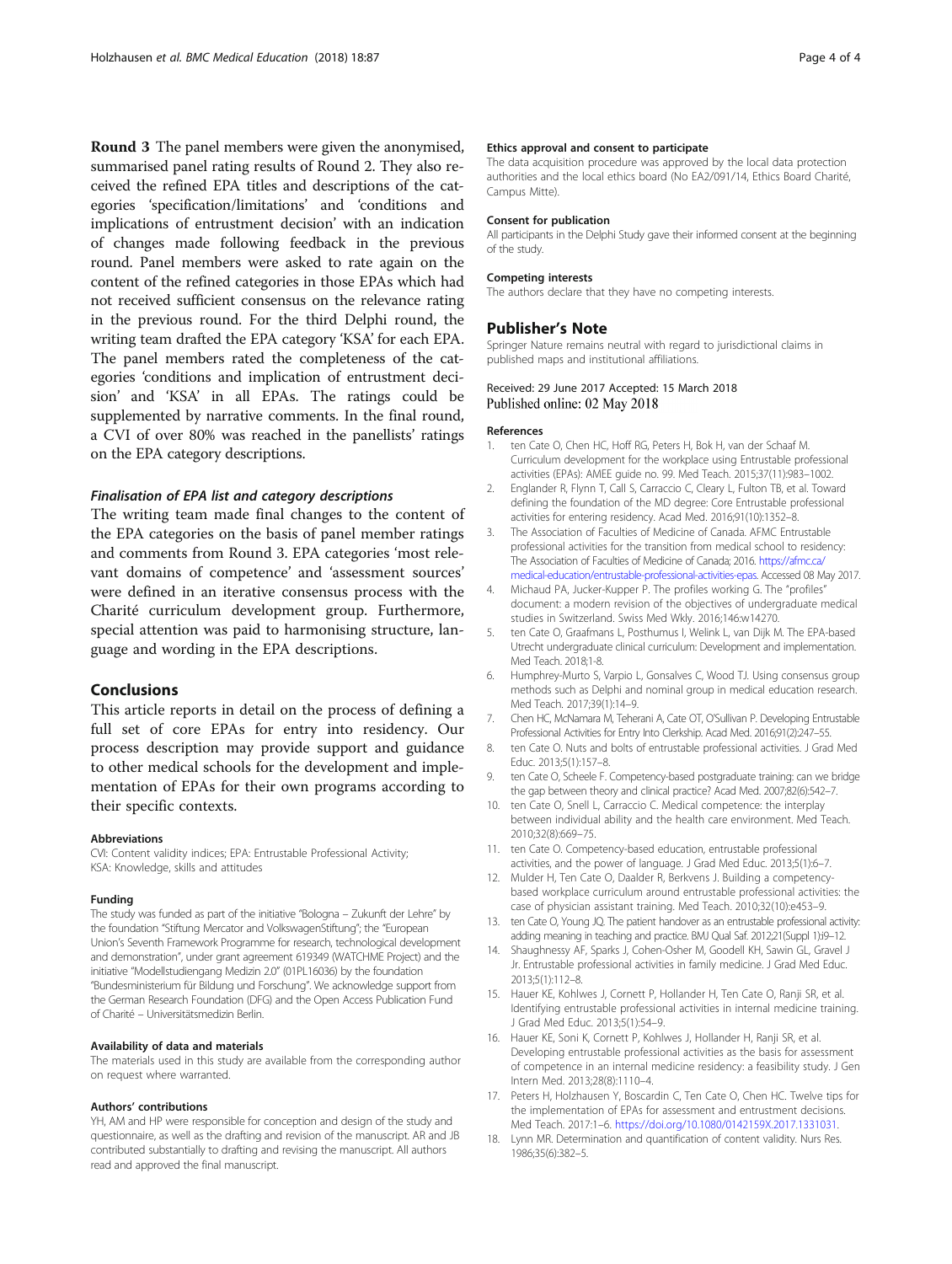**Round 3** The panel members were given the anonymised, summarised panel rating results of Round 2. They also received the refined EPA titles and descriptions of the categories 'specification/limitations' and 'conditions and implications of entrustment decision' with an indication of changes made following feedback in the previous round. Panel members were asked to rate again on the content of the refined categories in those EPAs which had not received sufficient consensus on the relevance rating in the previous round. For the third Delphi round, the writing team drafted the EPA category 'KSA' for each EPA. The panel members rated the completeness of the categories 'conditions and implication of entrustment decision' and 'KSA' in all EPAs. The ratings could be supplemented by narrative comments. In the final round, a CVI of over 80% was reached in the panellists' ratings on the EPA category descriptions.

### *Finalisation of EPA list and category descriptions*

The writing team made final changes to the content of the EPA categories on the basis of panel member ratings and comments from Round 3. EPA categories 'most relevant domains of competence' and 'assessment sources' were defined in an iterative consensus process with the Charité curriculum development group. Furthermore, special attention was paid to harmonising structure, language and wording in the EPA descriptions.

## Conclusions

This article reports in detail on the process of defining a full set of core EPAs for entry into residency. Our process description may provide support and guidance to other medical schools for the development and implementation of EPAs for their own programs according to their specific contexts.

#### Abbreviations

CVI: Content validity indices; EPA: Entrustable Professional Activity; KSA: Knowledge, skills and attitudes

#### Funding

The study was funded as part of the initiative "Bologna – Zukunft der Lehre" by the foundation "Stiftung Mercator and VolkswagenStiftung"; the "European Union's Seventh Framework Programme for research, technological development and demonstration", under grant agreement 619349 (WATCHME Project) and the initiative "Modellstudiengang Medizin 2.0" (01PL16036) by the foundation "Bundesministerium für Bildung und Forschung". We acknowledge support from the German Research Foundation (DFG) and the Open Access Publication Fund of Charité – Universitätsmedizin Berlin.

#### Availability of data and materials

The materials used in this study are available from the corresponding author on request where warranted.

#### Authors' contributions

YH, AM and HP were responsible for conception and design of the study and questionnaire, as well as the drafting and revision of the manuscript. AR and JB contributed substantially to drafting and revising the manuscript. All authors read and approved the final manuscript.

#### Ethics approval and consent to participate

The data acquisition procedure was approved by the local data protection authorities and the local ethics board (No EA2/091/14, Ethics Board Charité, Campus Mitte).

#### Consent for publication

All participants in the Delphi Study gave their informed consent at the beginning of the study.

#### Competing interests

The authors declare that they have no competing interests.

## Publisher's Note

Springer Nature remains neutral with regard to jurisdictional claims in published maps and institutional affiliations.

Received: 29 June 2017 Accepted: 15 March 2018
Published online: 02 May 2018

#### References

1. ten Cate O, Chen HC, Hoff RG, Peters H, Bok H, van der Schaaf M. Curriculum development for the workplace using Entrustable professional activities (EPAs): AMEE guide no. 99. Med Teach. 2015;37(11):983–1002.
2. Englander R, Flynn T, Call S, Carraccio C, Cleary L, Fulton TB, et al. Toward defining the foundation of the MD degree: Core Entrustable professional activities for entering residency. Acad Med. 2016;91(10):1352–8.
3. The Association of Faculties of Medicine of Canada. AFMC Entrustable professional activities for the transition from medical school to residency: The Association of Faculties of Medicine of Canada; 2016. https://afmc.ca/medical-education/entrustable-professional-activities-epas. Accessed 08 May 2017.
4. Michaud PA, Jucker-Kupper P. The profiles working G. The "profiles" document: a modern revision of the objectives of undergraduate medical studies in Switzerland. Swiss Med Wkly. 2016;146:w14270.
5. ten Cate O, Graafmans L, Posthumus I, Welink L, van Dijk M. The EPA-based Utrecht undergraduate clinical curriculum: Development and implementation. Med Teach. 2018;1-8.
6. Humphrey-Murto S, Varpio L, Gonsalves C, Wood TJ. Using consensus group methods such as Delphi and nominal group in medical education research. Med Teach. 2017;39(1):14–9.
7. Chen HC, McNamara M, Teherani A, Cate OT, O'Sullivan P. Developing Entrustable Professional Activities for Entry Into Clerkship. Acad Med. 2016;91(2):247–55.
8. ten Cate O. Nuts and bolts of entrustable professional activities. J Grad Med Educ. 2013;5(1):157–8.
9. ten Cate O, Scheele F. Competency-based postgraduate training: can we bridge the gap between theory and clinical practice? Acad Med. 2007;82(6):542–7.
10. ten Cate O, Snell L, Carraccio C. Medical competence: the interplay between individual ability and the health care environment. Med Teach. 2010;32(8):669–75.
11. ten Cate O. Competency-based education, entrustable professional activities, and the power of language. J Grad Med Educ. 2013;5(1):6–7.
12. Mulder H, Ten Cate O, Daalder R, Berkvens J. Building a competency-based workplace curriculum around entrustable professional activities: the case of physician assistant training. Med Teach. 2010;32(10):e453–9.
13. ten Cate O, Young JQ. The patient handover as an entrustable professional activity: adding meaning in teaching and practice. BMJ Qual Saf. 2012;21(Suppl 1):i9–12.
14. Shaughnessy AF, Sparks J, Cohen-Osher M, Goodell KH, Sawin GL, Gravel J Jr. Entrustable professional activities in family medicine. J Grad Med Educ. 2013;5(1):112–8.
15. Hauer KE, Kohlwes J, Cornett P, Hollander H, Ten Cate O, Ranji SR, et al. Identifying entrustable professional activities in internal medicine training. J Grad Med Educ. 2013;5(1):54–9.
16. Hauer KE, Soni K, Cornett P, Kohlwes J, Hollander H, Ranji SR, et al. Developing entrustable professional activities as the basis for assessment of competence in an internal medicine residency: a feasibility study. J Gen Intern Med. 2013;28(8):1110–4.
17. Peters H, Holzhausen Y, Boscardin C, Ten Cate O, Chen HC. Twelve tips for the implementation of EPAs for assessment and entrustment decisions. Med Teach. 2017:1–6. https://doi.org/10.1080/0142159X.2017.1331031.
18. Lynn MR. Determination and quantification of content validity. Nurs Res. 1986;35(6):382–5.